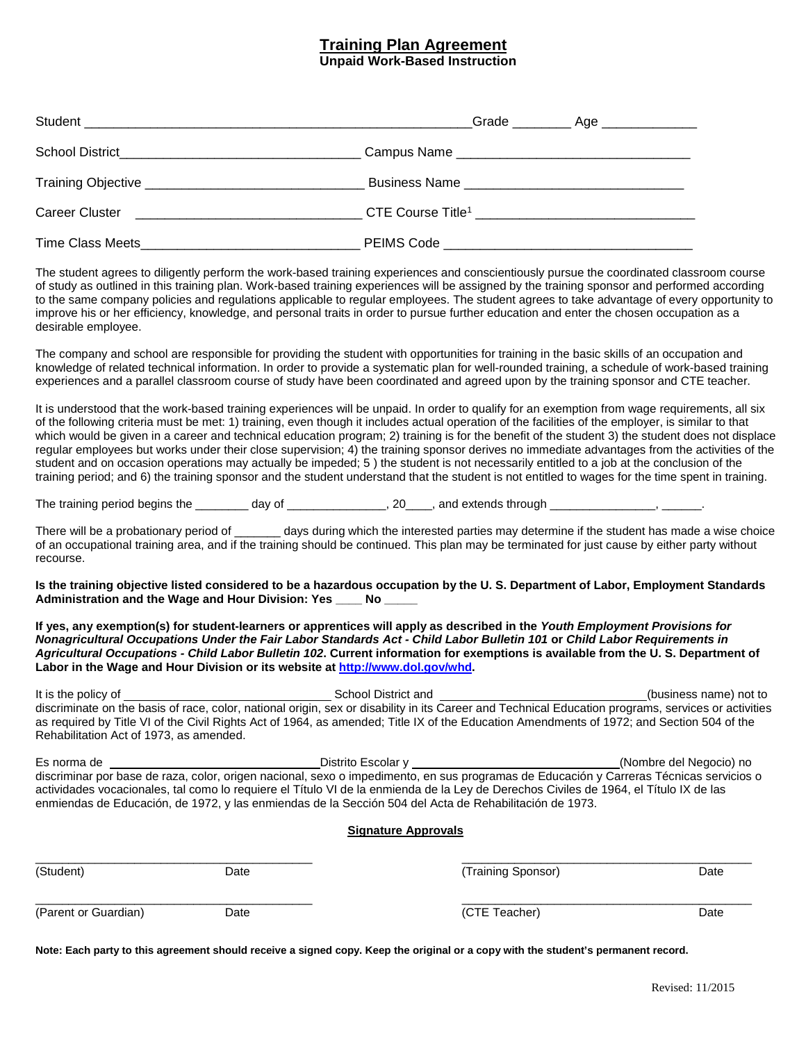# Training Plan Agreement

**Unpaid Work-Based Instruction**

Student _______________________________________________________Grade ________ Age _____________

School District_________________________________ Campus Name _______________________________

Training Objective ______________________________ Business Name _____________________________

Career Cluster ______________________________ CTE Course Title[1] _____________________________

Time Class Meets______________________________ PEIMS Code _________________________________

The student agrees to diligently perform the work-based training experiences and conscientiously pursue the coordinated classroom course of study as outlined in this training plan. Work-based training experiences will be assigned by the training sponsor and performed according to the same company policies and regulations applicable to regular employees. The student agrees to take advantage of every opportunity to improve his or her efficiency, knowledge, and personal traits in order to pursue further education and enter the chosen occupation as a desirable employee.

The company and school are responsible for providing the student with opportunities for training in the basic skills of an occupation and knowledge of related technical information. In order to provide a systematic plan for well-rounded training, a schedule of work-based training experiences and a parallel classroom course of study have been coordinated and agreed upon by the training sponsor and CTE teacher.

It is understood that the work-based training experiences will be unpaid. In order to qualify for an exemption from wage requirements, all six of the following criteria must be met: 1) training, even though it includes actual operation of the facilities of the employer, is similar to that which would be given in a career and technical education program; 2) training is for the benefit of the student 3) the student does not displace regular employees but works under their close supervision; 4) the training sponsor derives no immediate advantages from the activities of the student and on occasion operations may actually be impeded; 5 ) the student is not necessarily entitled to a job at the conclusion of the training period; and 6) the training sponsor and the student understand that the student is not entitled to wages for the time spent in training.

The training period begins the ________ day of ______________, 20____, and extends through _______________, ______.

There will be a probationary period of _______ days during which the interested parties may determine if the student has made a wise choice of an occupational training area, and if the training should be continued. This plan may be terminated for just cause by either party without recourse.

**Is the training objective listed considered to be a hazardous occupation by the U. S. Department of Labor, Employment Standards Administration and the Wage and Hour Division: Yes ____ No _____**

**If yes, any exemption(s) for student-learners or apprentices will apply as described in the *Youth Employment Provisions for Nonagricultural Occupations Under the Fair Labor Standards Act - Child Labor Bulletin 101* or *Child Labor Requirements in Agricultural Occupations - Child Labor Bulletin 102*. Current information for exemptions is available from the U. S. Department of Labor in the Wage and Hour Division or its website at [http://www.dol.gov/whd](http://www.dol.gov/whd).**

It is the policy of ______________________________ School District and ______________________________(business name) not to discriminate on the basis of race, color, national origin, sex or disability in its Career and Technical Education programs, services or activities as required by Title VI of the Civil Rights Act of 1964, as amended; Title IX of the Education Amendments of 1972; and Section 504 of the Rehabilitation Act of 1973, as amended.

Es norma de ______________________________Distrito Escolar y ______________________________(Nombre del Negocio) no discriminar por base de raza, color, origen nacional, sexo o impedimento, en sus programas de Educación y Carreras Técnicas servicios o actividades vocacionales, tal como lo requiere el Título VI de la enmienda de la Ley de Derechos Civiles de 1964, el Título IX de las enmiendas de Educación, de 1972, y las enmiendas de la Sección 504 del Acta de Rehabilitación de 1973.

## Signature Approvals

_______________________________________ _______________________________________

(Student) Date (Training Sponsor) Date

_______________________________________ _______________________________________

(Parent or Guardian) Date (CTE Teacher) Date

**Note: Each party to this agreement should receive a signed copy. Keep the original or a copy with the student's permanent record.**

Revised: 11/2015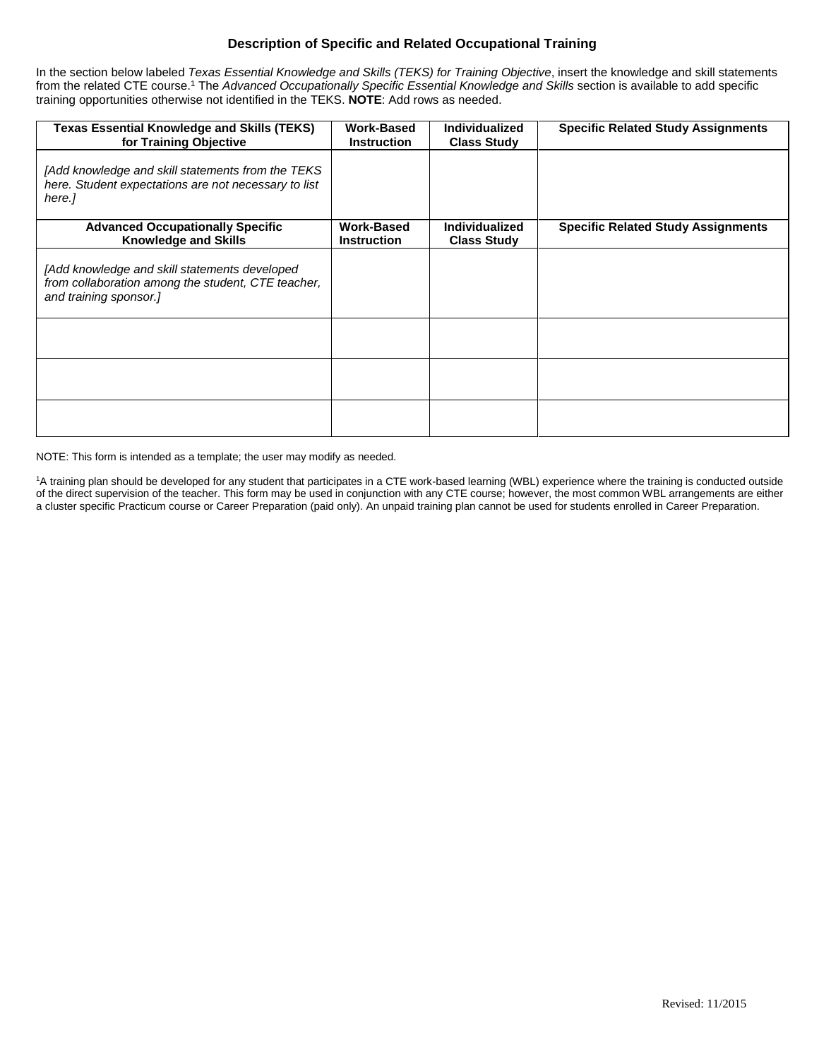## Description of Specific and Related Occupational Training

In the section below labeled *Texas Essential Knowledge and Skills (TEKS) for Training Objective*, insert the knowledge and skill statements from the related CTE course.[1] The *Advanced Occupationally Specific Essential Knowledge and Skills* section is available to add specific training opportunities otherwise not identified in the TEKS. **NOTE**: Add rows as needed.

| **Texas Essential Knowledge and Skills (TEKS) for Training Objective** | **Work-Based Instruction** | **Individualized Class Study** | **Specific Related Study Assignments** |
|---|---|---|---|
| *[Add knowledge and skill statements from the TEKS here. Student expectations are not necessary to list here.]* | | | |
| **Advanced Occupationally Specific Knowledge and Skills** | **Work-Based Instruction** | **Individualized Class Study** | **Specific Related Study Assignments** |
| *[Add knowledge and skill statements developed from collaboration among the student, CTE teacher, and training sponsor.]* | | | |
| | | | |
| | | | |
| | | | |

NOTE: This form is intended as a template; the user may modify as needed.

[1]A training plan should be developed for any student that participates in a CTE work-based learning (WBL) experience where the training is conducted outside of the direct supervision of the teacher. This form may be used in conjunction with any CTE course; however, the most common WBL arrangements are either a cluster specific Practicum course or Career Preparation (paid only). An unpaid training plan cannot be used for students enrolled in Career Preparation.

Revised: 11/2015